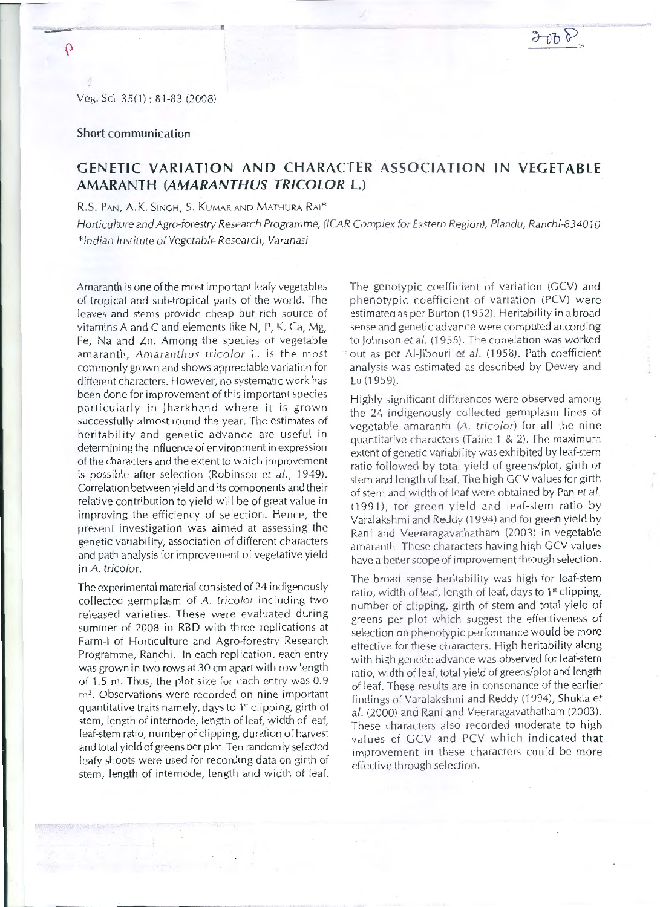Short communication

# GENETIC VARIATION AND CHARACTER ASSOCIATION IN VEGETABLE AMARANTH (*AMARANTHUS TRICOLOR* L.)

R.S. Pan, A.K. Singh, S. Kumar and Mathura Rai*

*Horticulture and Agro-forestry Research Programme, (ICAR Complex for Eastern Region), Plandu, Ranchi-834010*
*\*Indian Institute of Vegetable Research, Varanasi*

Amaranth is one of the most important leafy vegetables of tropical and sub-tropical parts of the world. The leaves and stems provide cheap but rich source of vitamins A and C and elements like N, P, K, Ca, Mg, Fe, Na and Zn. Among the species of vegetable amaranth, *Amaranthus tricolor* L. is the most commonly grown and shows appreciable variation for different characters. However, no systematic work has been done for improvement of this important species particularly in Jharkhand where it is grown successfully almost round the year. The estimates of heritability and genetic advance are useful in determining the influence of environment in expression of the characters and the extent to which improvement is possible after selection (Robinson *et al.*, 1949). Correlation between yield and its components and their relative contribution to yield will be of great value in improving the efficiency of selection. Hence, the present investigation was aimed at assessing the genetic variability, association of different characters and path analysis for improvement of vegetative yield in *A. tricolor*.

The experimental material consisted of 24 indigenously collected germplasm of *A. tricolor* including two released varieties. These were evaluated during summer of 2008 in RBD with three replications at Farm-I of Horticulture and Agro-forestry Research Programme, Ranchi. In each replication, each entry was grown in two rows at 30 cm apart with row length of 1.5 m. Thus, the plot size for each entry was 0.9 $m^2$. Observations were recorded on nine important quantitative traits namely, days to 1$^{st}$ clipping, girth of stem, length of internode, length of leaf, width of leaf, leaf-stem ratio, number of clipping, duration of harvest and total yield of greens per plot. Ten randomly selected leafy shoots were used for recording data on girth of stem, length of internode, length and width of leaf. The genotypic coefficient of variation (GCV) and phenotypic coefficient of variation (PCV) were estimated as per Burton (1952). Heritability in a broad sense and genetic advance were computed according to Johnson *et al.* (1955). The correlation was worked out as per Al-Jibouri *et al.* (1958). Path coefficient analysis was estimated as described by Dewey and Lu (1959).

Highly significant differences were observed among the 24 indigenously collected germplasm lines of vegetable amaranth (*A. tricolor*) for all the nine quantitative characters (Table 1 & 2). The maximum extent of genetic variability was exhibited by leaf-stem ratio followed by total yield of greens/plot, girth of stem and length of leaf. The high GCV values for girth of stem and width of leaf were obtained by Pan *et al.* (1991), for green yield and leaf-stem ratio by Varalakshmi and Reddy (1994) and for green yield by Rani and Veeraragavathatham (2003) in vegetable amaranth. These characters having high GCV values have a better scope of improvement through selection.

The broad sense heritability was high for leaf-stem ratio, width of leaf, length of leaf, days to 1$^{st}$ clipping, number of clipping, girth of stem and total yield of greens per plot which suggest the effectiveness of selection on phenotypic performance would be more effective for these characters. High heritability along with high genetic advance was observed for leaf-stem ratio, width of leaf, total yield of greens/plot and length of leaf. These results are in consonance of the earlier findings of Varalakshmi and Reddy (1994), Shukla *et al.* (2000) and Rani and Veeraragavathatham (2003). These characters also recorded moderate to high values of GCV and PCV which indicated that improvement in these characters could be more effective through selection.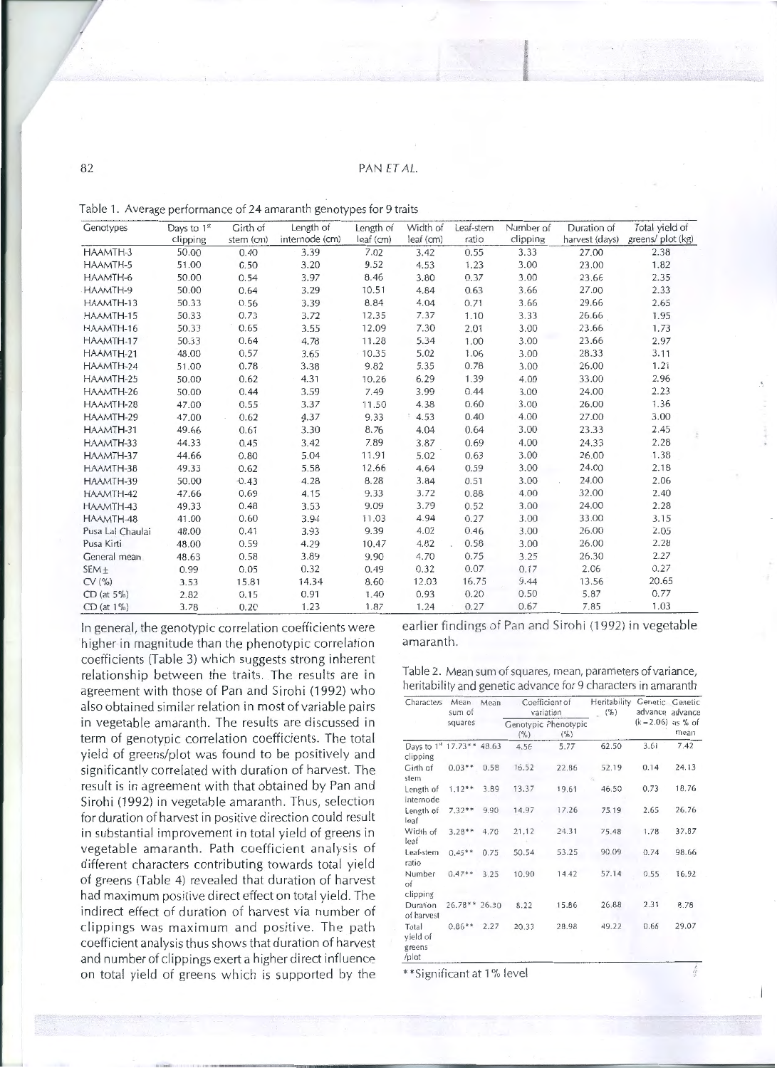Table 1. Average performance of 24 amaranth genotypes for 9 traits

| Genotypes | Days to 1[st] clipping | Girth of stem (cm) | Length of internode (cm) | Length of leaf (cm) | Width of leaf (cm) | Leaf-stem ratio | Number of clipping | Duration of harvest (days) | Total yield of greens/ plot (kg) |
|---|---|---|---|---|---|---|---|---|---|
| HAAMTH-3 | 50.00 | 0.40 | 3.39 | 7.02 | 3.42 | 0.55 | 3.33 | 27.00 | 2.38 |
| HAAMTH-5 | 51.00 | 0.50 | 3.20 | 9.52 | 4.53 | 1.23 | 3.00 | 23.00 | 1.82 |
| HAAMTH-6 | 50.00 | 0.54 | 3.97 | 8.46 | 3.80 | 0.37 | 3.00 | 23.66 | 2.35 |
| HAAMTH-9 | 50.00 | 0.64 | 3.29 | 10.51 | 4.84 | 0.63 | 3.66 | 27.00 | 2.33 |
| HAAMTH-13 | 50.33 | 0.56 | 3.39 | 8.84 | 4.04 | 0.71 | 3.66 | 29.66 | 2.65 |
| HAAMTH-15 | 50.33 | 0.73 | 3.72 | 12.35 | 7.37 | 1.10 | 3.33 | 26.66 | 1.95 |
| HAAMTH-16 | 50.33 | 0.65 | 3.55 | 12.09 | 7.30 | 2.01 | 3.00 | 23.66 | 1.73 |
| HAAMTH-17 | 50.33 | 0.64 | 4.78 | 11.28 | 5.34 | 1.00 | 3.00 | 23.66 | 2.97 |
| HAAMTH-21 | 48.00 | 0.57 | 3.65 | 10.35 | 5.02 | 1.06 | 3.00 | 28.33 | 3.11 |
| HAAMTH-24 | 51.00 | 0.78 | 3.38 | 9.82 | 5.35 | 0.78 | 3.00 | 26.00 | 1.21 |
| HAAMTH-25 | 50.00 | 0.62 | 4.31 | 10.26 | 6.29 | 1.39 | 4.00 | 33.00 | 2.96 |
| HAAMTH-26 | 50.00 | 0.44 | 3.59 | 7.49 | 3.99 | 0.44 | 3.00 | 24.00 | 2.23 |
| HAAMTH-28 | 47.00 | 0.55 | 3.37 | 11.50 | 4.38 | 0.60 | 3.00 | 26.00 | 1.36 |
| HAAMTH-29 | 47.00 | 0.62 | 4.37 | 9.33 | 4.53 | 0.40 | 4.00 | 27.00 | 3.00 |
| HAAMTH-31 | 49.66 | 0.61 | 3.30 | 8.76 | 4.04 | 0.64 | 3.00 | 23.33 | 2.45 |
| HAAMTH-33 | 44.33 | 0.45 | 3.42 | 7.89 | 3.87 | 0.69 | 4.00 | 24.33 | 2.28 |
| HAAMTH-37 | 44.66 | 0.80 | 5.04 | 11.91 | 5.02 | 0.63 | 3.00 | 26.00 | 1.38 |
| HAAMTH-38 | 49.33 | 0.62 | 5.58 | 12.66 | 4.64 | 0.59 | 3.00 | 24.00 | 2.18 |
| HAAMTH-39 | 50.00 | 0.43 | 4.28 | 8.28 | 3.84 | 0.51 | 3.00 | 24.00 | 2.06 |
| HAAMTH-42 | 47.66 | 0.69 | 4.15 | 9.33 | 3.72 | 0.88 | 4.00 | 32.00 | 2.40 |
| HAAMTH-43 | 49.33 | 0.48 | 3.53 | 9.09 | 3.79 | 0.52 | 3.00 | 24.00 | 2.28 |
| HAAMTH-48 | 41.00 | 0.60 | 3.94 | 11.03 | 4.94 | 0.27 | 3.00 | 33.00 | 3.15 |
| Pusa Lal Chaulai | 48.00 | 0.41 | 3.93 | 9.39 | 4.02 | 0.46 | 3.00 | 26.00 | 2.05 |
| Pusa Kirti | 48.00 | 0.59 | 4.29 | 10.47 | 4.82 | 0.58 | 3.00 | 26.00 | 2.28 |
| General mean | 48.63 | 0.58 | 3.89 | 9.90 | 4.70 | 0.75 | 3.25 | 26.30 | 2.27 |
| SEM± | 0.99 | 0.05 | 0.32 | 0.49 | 0.32 | 0.07 | 0.17 | 2.06 | 0.27 |
| CV (%) | 3.53 | 15.81 | 14.34 | 8.60 | 12.03 | 16.75 | 9.44 | 13.56 | 20.65 |
| CD (at 5%) | 2.82 | 0.15 | 0.91 | 1.40 | 0.93 | 0.20 | 0.50 | 5.87 | 0.77 |
| CD (at 1%) | 3.78 | 0.20 | 1.23 | 1.87 | 1.24 | 0.27 | 0.67 | 7.85 | 1.03 |

In general, the genotypic correlation coefficients were higher in magnitude than the phenotypic correlation coefficients (Table 3) which suggests strong inherent relationship between the traits. The results are in agreement with those of Pan and Sirohi (1992) who also obtained similar relation in most of variable pairs in vegetable amaranth. The results are discussed in term of genotypic correlation coefficients. The total yield of greens/plot was found to be positively and significantly correlated with duration of harvest. The result is in agreement with that obtained by Pan and Sirohi (1992) in vegetable amaranth. Thus, selection for duration of harvest in positive direction could result in substantial improvement in total yield of greens in vegetable amaranth. Path coefficient analysis of different characters contributing towards total yield of greens (Table 4) revealed that duration of harvest had maximum positive direct effect on total yield. The indirect effect of duration of harvest via number of clippings was maximum and positive. The path coefficient analysis thus shows that duration of harvest and number of clippings exert a higher direct influence on total yield of greens which is supported by the earlier findings of Pan and Sirohi (1992) in vegetable amaranth.

Table 2. Mean sum of squares, mean, parameters of variance, heritability and genetic advance for 9 characters in amaranth

| Characters | Mean sum of squares | Mean | Coefficient of variation | | Heritability (%) | Genetic advance (k=2.06) | Genetic advance as % of mean |
|---|---|---|---|---|---|---|---|
| | | | Genotypic (%) | Phenotypic (%) | | | |
| Days to 1[st] clipping | 17.73** | 48.63 | 4.56 | 5.77 | 62.50 | 3.61 | 7.42 |
| Girth of stem | 0.03** | 0.58 | 16.52 | 22.86 | 52.19 | 0.14 | 24.13 |
| Length of internode | 1.12** | 3.89 | 13.37 | 19.61 | 46.50 | 0.73 | 18.76 |
| Length of leaf | 7.32** | 9.90 | 14.97 | 17.26 | 75.19 | 2.65 | 26.76 |
| Width of leaf | 3.28** | 4.70 | 21.12 | 24.31 | 75.48 | 1.78 | 37.87 |
| Leaf-stem ratio | 0.45** | 0.75 | 50.54 | 53.25 | 90.09 | 0.74 | 98.66 |
| Number of clipping | 0.47** | 3.25 | 10.90 | 14.42 | 57.14 | 0.55 | 16.92 |
| Duration of harvest | 26.78** | 26.30 | 8.22 | 15.86 | 26.88 | 2.31 | 8.78 |
| Total yield of greens /plot | 0.86** | 2.27 | 20.33 | 28.98 | 49.22 | 0.66 | 29.07 |

**Significant at 1% level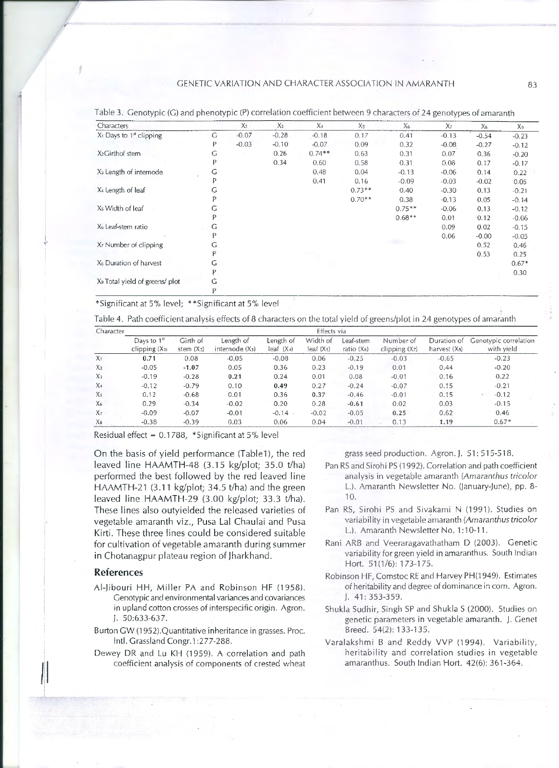Table 3. Genotypic (G) and phenotypic (P) correlation coefficient between 9 characters of 24 genotypes of amaranth

| Characters | | $X_2$ | $X_3$ | $X_4$ | $X_5$ | $X_6$ | $X_7$ | $X_8$ | $X_9$ |
|---|---|---|---|---|---|---|---|---|---|
| $X_1$ Days to 1[st] clipping | G | -0.07 | -0.28 | -0.18 | 0.17 | 0.41 | -0.13 | -0.54 | -0.23 |
| | P | -0.03 | -0.10 | -0.07 | 0.09 | 0.32 | -0.08 | -0.27 | -0.12 |
| $X_2$Girth of stem | G | | 0.26 | 0.74** | 0.63 | 0.31 | 0.07 | 0.36 | -0.20 |
| | P | | 0.34 | 0.60 | 0.58 | 0.31 | 0.08 | 0.17 | -0.17 |
| $X_3$ Length of internode | G | | | 0.48 | 0.04 | -0.13 | -0.06 | 0.14 | 0.22 |
| | P | | | 0.41 | 0.16 | -0.09 | -0.03 | -0.02 | 0.05 |
| $X_4$ Length of leaf | G | | | | 0.73** | 0.40 | -0.30 | 0.13 | -0.21 |
| | P | | | | 0.70** | 0.38 | -0.13 | 0.05 | -0.14 |
| $X_5$ Width of leaf | G | | | | | 0.75** | -0.06 | 0.13 | -0.12 |
| | P | | | | | 0.68** | 0.01 | 0.12 | -0.06 |
| $X_6$ Leaf-stem ratio | G | | | | | | 0.09 | 0.02 | -0.15 |
| | P | | | | | | 0.06 | -0.00 | -0.05 |
| $X_7$ Number of clipping | G | | | | | | | 0.52 | 0.46 |
| | P | | | | | | | 0.53 | 0.25 |
| $X_8$ Duration of harvest | G | | | | | | | | 0.67* |
| | P | | | | | | | | 0.30 |
| $X_9$ Total yield of greens/ plot | G | | | | | | | | |
| | P | | | | | | | | |

*Significant at 5% level; **Significant at 5% level

Table 4. Path coefficient analysis effects of 8 characters on the total yield of greens/plot in 24 genotypes of amaranth

| Character | Effects via | | | | | | | | |
|---|---|---|---|---|---|---|---|---|---|
| | Days to 1[st] clipping ($X_1$) | Girth of stem ($X_2$) | Length of internode ($X_3$) | Length of leaf ($X_4$) | Width of leaf ($X_5$) | Leaf-stem ratio ($X_6$) | Number of clipping ($X_7$) | Duration of harvest ($X_8$) | Genotypic correlation with yield |
| $X_1$ | **0.71** | 0.08 | -0.05 | -0.08 | 0.06 | -0.25 | -0.03 | -0.65 | -0.23 |
| $X_2$ | -0.05 | **-1.07** | 0.05 | 0.36 | 0.23 | -0.19 | 0.01 | 0.44 | -0.20 |
| $X_3$ | -0.19 | -0.28 | **0.21** | 0.24 | 0.01 | 0.08 | -0.01 | 0.16 | 0.22 |
| $X_4$ | -0.12 | -0.79 | 0.10 | **0.49** | 0.27 | -0.24 | -0.07 | 0.15 | -0.21 |
| $X_5$ | 0.12 | -0.68 | 0.01 | 0.36 | **0.37** | -0.46 | -0.01 | 0.15 | -0.12 |
| $X_6$ | 0.29 | -0.34 | -0.02 | 0.20 | 0.28 | **-0.61** | 0.02 | 0.03 | -0.15 |
| $X_7$ | -0.09 | -0.07 | -0.01 | -0.14 | -0.02 | -0.05 | **0.25** | 0.62 | 0.46 |
| $X_8$ | -0.38 | -0.39 | 0.03 | 0.06 | 0.04 | -0.01 | 0.13 | **1.19** | 0.67* |

Residual effect = 0.1788, *Significant at 5% level

On the basis of yield performance (Table1), the red leaved line HAAMTH-48 (3.15 kg/plot; 35.0 t/ha) performed the best followed by the red leaved line HAAMTH-21 (3.11 kg/plot; 34.5 t/ha) and the green leaved line HAAMTH-29 (3.00 kg/plot; 33.3 t/ha). These lines also outyielded the released varieties of vegetable amaranth viz., Pusa Lal Chaulai and Pusa Kirti. These three lines could be considered suitable for cultivation of vegetable amaranth during summer in Chotanagpur plateau region of Jharkhand.

## References

Al-Jibouri HH, Miller PA and Robinson HF (1958). Genotypic and environmental variances and covariances in upland cotton crosses of interspecific origin. Agron. J. 50:633-637.

Burton GW (1952).Quantitative inheritance in grasses. Proc. Intl. Grassland Congr.1:277-288.

Dewey DR and Lu KH (1959). A correlation and path coefficient analysis of components of crested wheat grass seed production. Agron. J. 51: 515-518.

Pan RS and Sirohi PS (1992). Correlation and path coefficient analysis in vegetable amaranth (*Amaranthus tricolor* L.). Amaranth Newsletter No. (January-June), pp. 8-10.

Pan RS, Sirohi PS and Sivakami N (1991). Studies on variability in vegetable amaranth (*Amaranthus tricolor* L.). Amaranth Newsletter No. 1:10-11.

Rani ARB and Veeraragavathatham D (2003). Genetic variability for green yield in amaranthus. South Indian Hort. 51(1/6): 173-175.

Robinson HF, Comstoc RE and Harvey PH(1949). Estimates of heritability and degree of dominance in corn. Agron. J. 41: 353-359.

Shukla Sudhir, Singh SP and Shukla S (2000). Studies on genetic parameters in vegetable amaranth. J. Genet Breed. 54(2): 133-135.

Varalakshmi B and Reddy VVP (1994). Variability, heritability and correlation studies in vegetable amaranthus. South Indian Hort. 42(6): 361-364.